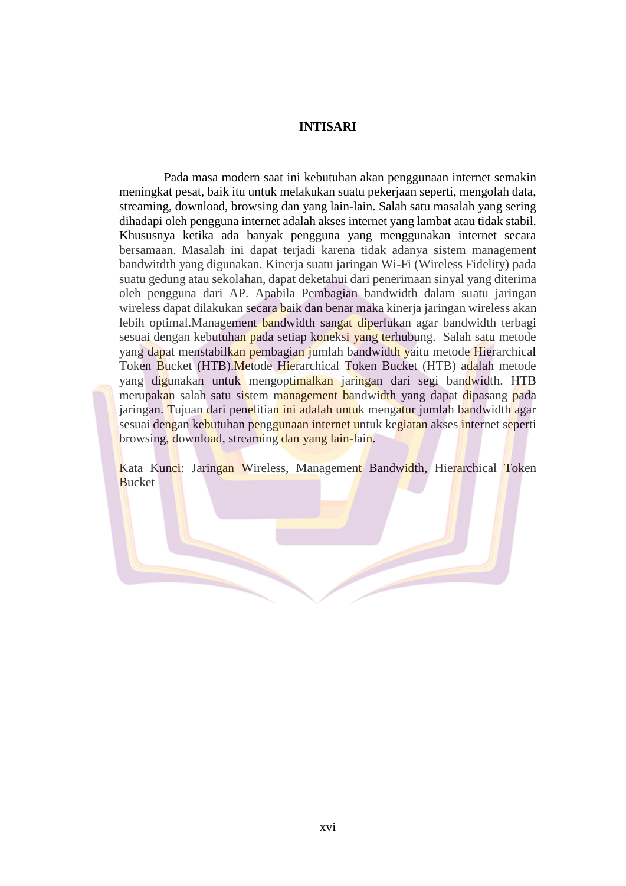# INTISARI

Pada masa modern saat ini kebutuhan akan penggunaan internet semakin meningkat pesat, baik itu untuk melakukan suatu pekerjaan seperti, mengolah data, streaming, download, browsing dan yang lain-lain. Salah satu masalah yang sering dihadapi oleh pengguna internet adalah akses internet yang lambat atau tidak stabil. Khususnya ketika ada banyak pengguna yang menggunakan internet secara bersamaan. Masalah ini dapat terjadi karena tidak adanya sistem management bandwitdth yang digunakan. Kinerja suatu jaringan Wi-Fi (Wireless Fidelity) pada suatu gedung atau sekolahan, dapat deketahui dari penerimaan sinyal yang diterima oleh pengguna dari AP. Apabila Pembagian bandwidth dalam suatu jaringan wireless dapat dilakukan secara baik dan benar maka kinerja jaringan wireless akan lebih optimal.Management bandwidth sangat diperlukan agar bandwidth terbagi sesuai dengan kebutuhan pada setiap koneksi yang terhubung. Salah satu metode yang dapat menstabilkan pembagian jumlah bandwidth yaitu metode Hierarchical Token Bucket (HTB).Metode Hierarchical Token Bucket (HTB) adalah metode yang digunakan untuk mengoptimalkan jaringan dari segi bandwidth. HTB merupakan salah satu sistem management bandwidth yang dapat dipasang pada jaringan. Tujuan dari penelitian ini adalah untuk mengatur jumlah bandwidth agar sesuai dengan kebutuhan penggunaan internet untuk kegiatan akses internet seperti browsing, download, streaming dan yang lain-lain.

Kata Kunci: Jaringan Wireless, Management Bandwidth, Hierarchical Token Bucket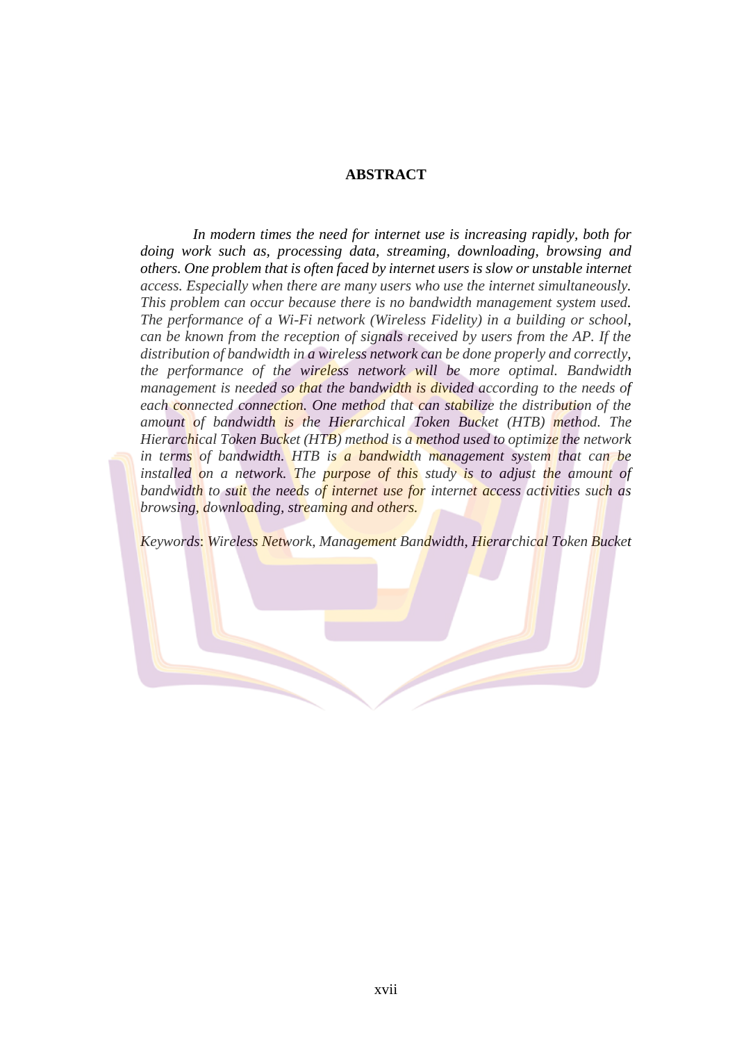# ABSTRACT

*In modern times the need for internet use is increasing rapidly, both for doing work such as, processing data, streaming, downloading, browsing and others. One problem that is often faced by internet users is slow or unstable internet access. Especially when there are many users who use the internet simultaneously. This problem can occur because there is no bandwidth management system used. The performance of a Wi-Fi network (Wireless Fidelity) in a building or school, can be known from the reception of signals received by users from the AP. If the distribution of bandwidth in a wireless network can be done properly and correctly, the performance of the wireless network will be more optimal. Bandwidth management is needed so that the bandwidth is divided according to the needs of each connected connection. One method that can stabilize the distribution of the amount of bandwidth is the Hierarchical Token Bucket (HTB) method. The Hierarchical Token Bucket (HTB) method is a method used to optimize the network in terms of bandwidth. HTB is a bandwidth management system that can be installed on a network. The purpose of this study is to adjust the amount of bandwidth to suit the needs of internet use for internet access activities such as browsing, downloading, streaming and others.*

*Keywords*: *Wireless Network, Management Bandwidth, Hierarchical Token Bucket*